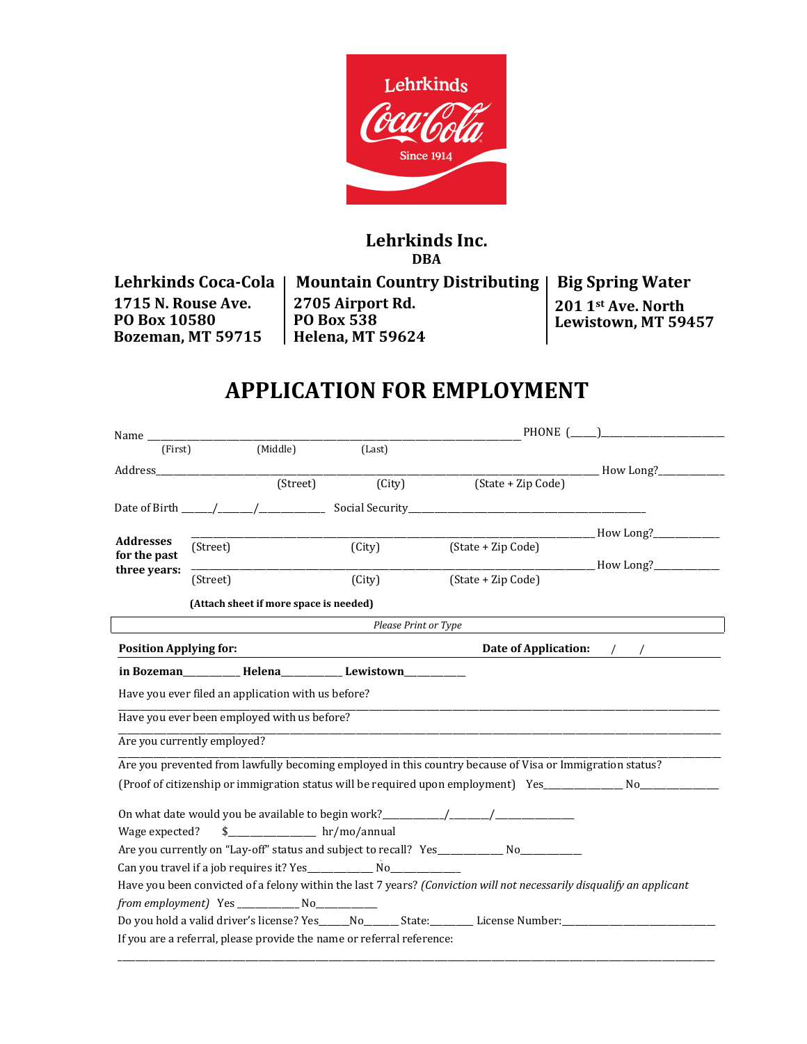Lehrkinds Coca-Cola Since 1914

# Lehrkinds Inc.

**DBA**

| Lehrkinds Coca-Cola | Mountain Country Distributing | Big Spring Water |
|---|---|---|
| **1715 N. Rouse Ave.** | **2705 Airport Rd.** | **201 1st Ave. North** |
| **PO Box 10580** | **PO Box 538** | **Lewistown, MT 59457** |
| **Bozeman, MT 59715** | **Helena, MT 59624** | |

# APPLICATION FOR EMPLOYMENT

Name ________________________________________________ PHONE (____)____________________
(First) (Middle) (Last)

Address____________________________________________________________ How Long?__________
(Street) (City) (State + Zip Code)

Date of Birth _____/______/__________ Social Security______________________________________

**Addresses for the past three years:**

______________________________________________________________ How Long?__________
(Street) (City) (State + Zip Code)

______________________________________________________________ How Long?__________
(Street) (City) (State + Zip Code)

**(Attach sheet if more space is needed)**

*Please Print or Type*

**Position Applying for:** **Date of Application:** / /

**in Bozeman**__________ **Helena**__________ **Lewistown**__________

Have you ever filed an application with us before?
_______________________________________________________________________________

Have you ever been employed with us before?
_______________________________________________________________________________

Are you currently employed?
_______________________________________________________________________________

Are you prevented from lawfully becoming employed in this country because of Visa or Immigration status?
(Proof of citizenship or immigration status will be required upon employment) Yes____________ No____________

On what date would you be available to begin work?__________/_______/_____________

Wage expected? $_______________ hr/mo/annual

Are you currently on "Lay-off" status and subject to recall? Yes__________ No__________

Can you travel if a job requires it? Yes__________ No___________

Have you been convicted of a felony within the last 7 years? *(Conviction will not necessarily disqualify an applicant from employment)* Yes __________ No__________

Do you hold a valid driver's license? Yes_____No______ State:_______ License Number:_________________________

If you are a referral, please provide the name or referral reference:
_______________________________________________________________________________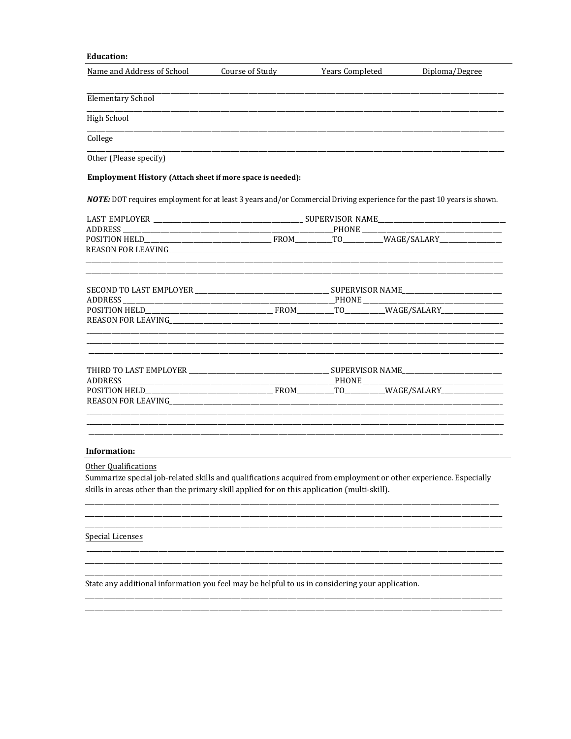**Education:**

| Name and Address of School | Course of Study | Years Completed | Diploma/Degree |
| --- | --- | --- | --- |
| Elementary School | | | |
| High School | | | |
| College | | | |
| Other (Please specify) | | | |

**Employment History (Attach sheet if more space is needed):**

***NOTE:*** DOT requires employment for at least 3 years and/or Commercial Driving experience for the past 10 years is shown.

LAST EMPLOYER ______________________ SUPERVISOR NAME______________________
ADDRESS ______________________PHONE ______________________
POSITION HELD______________________ FROM__________TO__________WAGE/SALARY__________
REASON FOR LEAVING______________________________________________

SECOND TO LAST EMPLOYER ______________________ SUPERVISOR NAME______________________
ADDRESS ______________________PHONE ______________________
POSITION HELD______________________ FROM__________TO__________WAGE/SALARY__________
REASON FOR LEAVING______________________________________________

THIRD TO LAST EMPLOYER ______________________ SUPERVISOR NAME______________________
ADDRESS ______________________PHONE ______________________
POSITION HELD______________________ FROM__________TO__________WAGE/SALARY__________
REASON FOR LEAVING______________________________________________

**Information:**

Other Qualifications

Summarize special job-related skills and qualifications acquired from employment or other experience. Especially skills in areas other than the primary skill applied for on this application (multi-skill).

______________________________________________

Special Licenses

______________________________________________

State any additional information you feel may be helpful to us in considering your application.

______________________________________________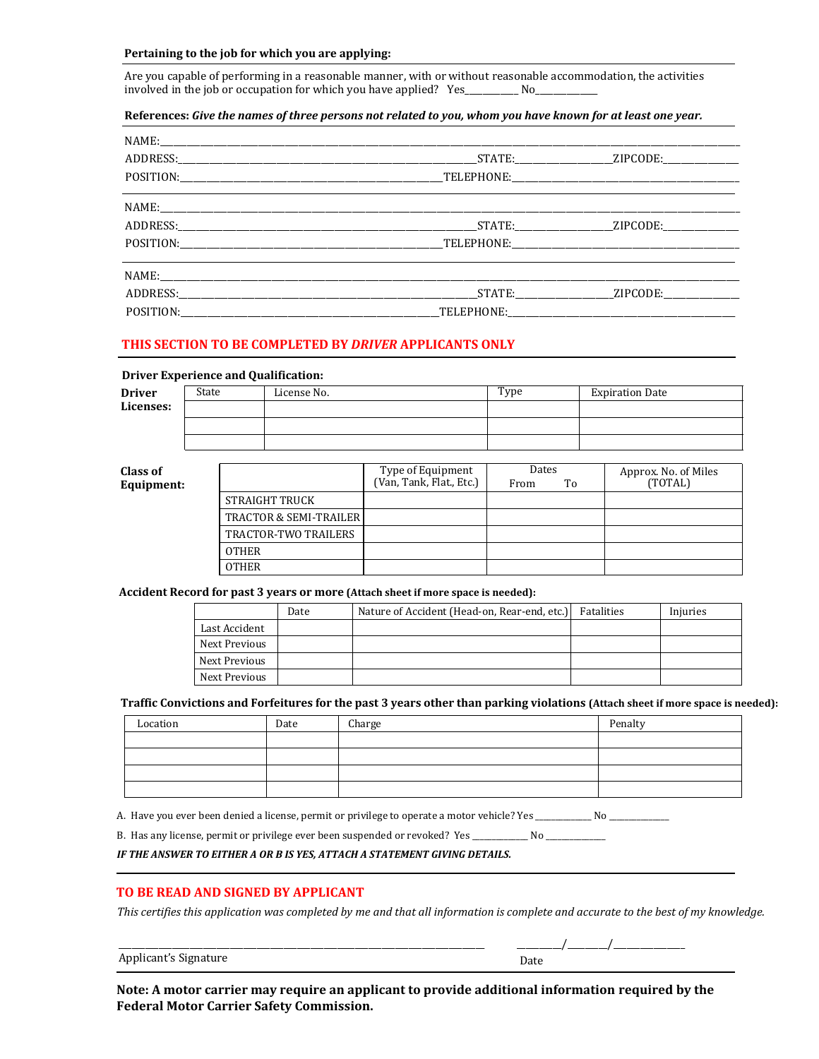**Pertaining to the job for which you are applying:**

Are you capable of performing in a reasonable manner, with or without reasonable accommodation, the activities involved in the job or occupation for which you have applied? Yes__________ No____________

**References:** ***Give the names of three persons not related to you, whom you have known for at least one year.***

NAME:_______________________________________________________________________________

ADDRESS:_____________________________________________STATE:______________ZIPCODE:___________

POSITION:______________________________________TELEPHONE:___________________________________

NAME:_______________________________________________________________________________

ADDRESS:_____________________________________________STATE:______________ZIPCODE:___________

POSITION:______________________________________TELEPHONE:___________________________________

NAME:_______________________________________________________________________________

ADDRESS:_____________________________________________STATE:______________ZIPCODE:___________

POSITION:______________________________________TELEPHONE:___________________________________

## THIS SECTION TO BE COMPLETED BY *DRIVER* APPLICANTS ONLY

**Driver Experience and Qualification:**

**Driver Licenses:**

| State | License No. | Type | Expiration Date |
|---|---|---|---|
| | | | |
| | | | |
| | | | |

**Class of Equipment:**

| | Type of Equipment (Van, Tank, Flat., Etc.) | Dates From To | Approx. No. of Miles (TOTAL) |
|---|---|---|---|
| STRAIGHT TRUCK | | | |
| TRACTOR & SEMI-TRAILER | | | |
| TRACTOR-TWO TRAILERS | | | |
| OTHER | | | |
| OTHER | | | |

**Accident Record for past 3 years or more (Attach sheet if more space is needed):**

| | Date | Nature of Accident (Head-on, Rear-end, etc.) | Fatalities | Injuries |
|---|---|---|---|---|
| Last Accident | | | | |
| Next Previous | | | | |
| Next Previous | | | | |
| Next Previous | | | | |

**Traffic Convictions and Forfeitures for the past 3 years other than parking violations (Attach sheet if more space is needed):**

| Location | Date | Charge | Penalty |
|---|---|---|---|
| | | | |
| | | | |
| | | | |
| | | | |

A. Have you ever been denied a license, permit or privilege to operate a motor vehicle? Yes ___________ No ____________

B. Has any license, permit or privilege ever been suspended or revoked? Yes ___________ No ____________

***IF THE ANSWER TO EITHER A OR B IS YES, ATTACH A STATEMENT GIVING DETAILS.***

## TO BE READ AND SIGNED BY APPLICANT

*This certifies this application was completed by me and that all information is complete and accurate to the best of my knowledge.*

_______________________________________________ ________/________/_____________

Applicant's Signature Date

**Note: A motor carrier may require an applicant to provide additional information required by the Federal Motor Carrier Safety Commission.**